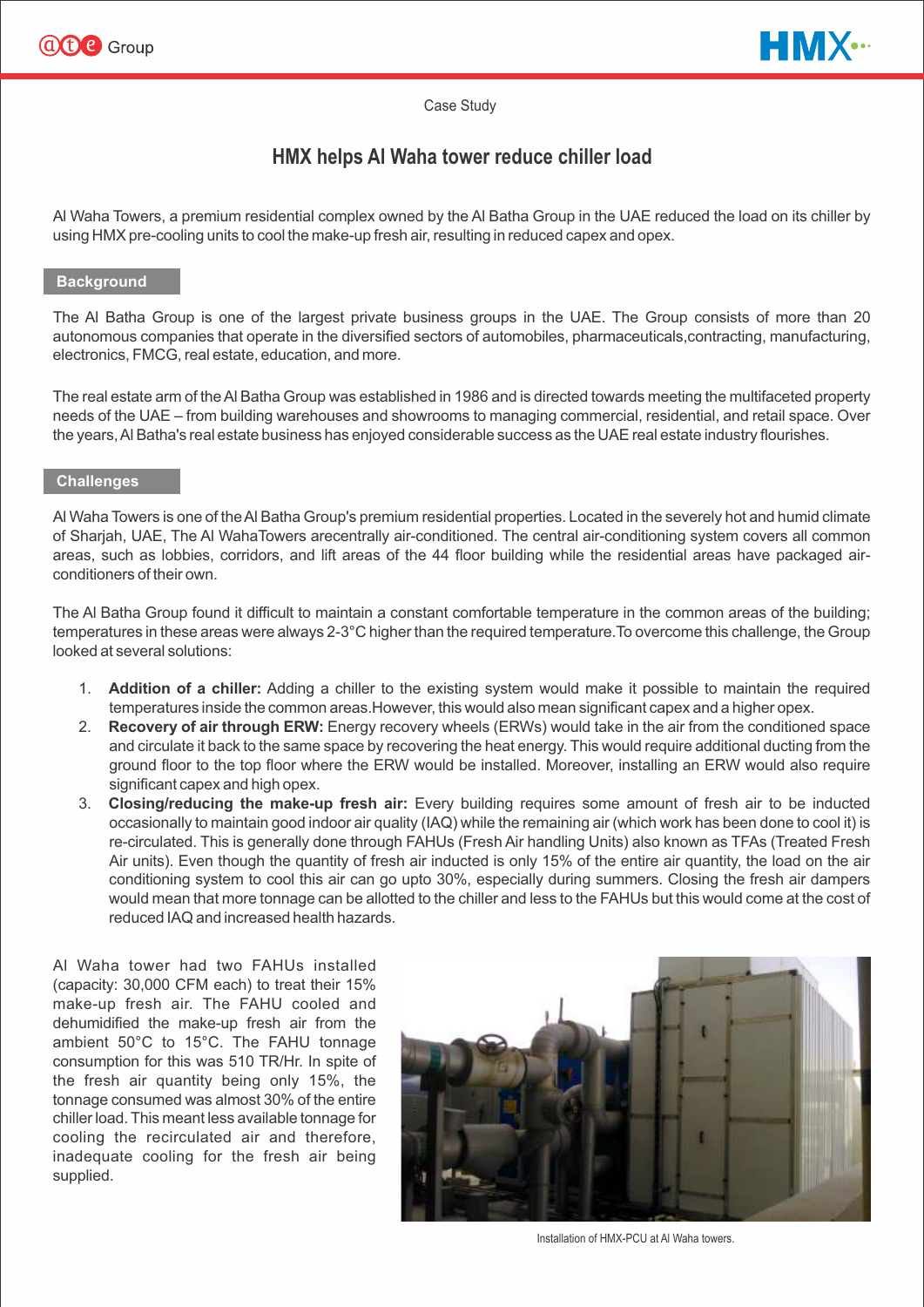Case Study

# HMX helps Al Waha tower reduce chiller load

Al Waha Towers, a premium residential complex owned by the Al Batha Group in the UAE reduced the load on its chiller by using HMX pre-cooling units to cool the make-up fresh air, resulting in reduced capex and opex.

## Background

The Al Batha Group is one of the largest private business groups in the UAE. The Group consists of more than 20 autonomous companies that operate in the diversified sectors of automobiles, pharmaceuticals,contracting, manufacturing, electronics, FMCG, real estate, education, and more.

The real estate arm of the Al Batha Group was established in 1986 and is directed towards meeting the multifaceted property needs of the UAE – from building warehouses and showrooms to managing commercial, residential, and retail space. Over the years, Al Batha's real estate business has enjoyed considerable success as the UAE real estate industry flourishes.

## Challenges

Al Waha Towers is one of the Al Batha Group's premium residential properties. Located in the severely hot and humid climate of Sharjah, UAE, The Al WahaTowers arecentrally air-conditioned. The central air-conditioning system covers all common areas, such as lobbies, corridors, and lift areas of the 44 floor building while the residential areas have packaged air-conditioners of their own.

The Al Batha Group found it difficult to maintain a constant comfortable temperature in the common areas of the building; temperatures in these areas were always 2-3°C higher than the required temperature.To overcome this challenge, the Group looked at several solutions:

1. **Addition of a chiller:** Adding a chiller to the existing system would make it possible to maintain the required temperatures inside the common areas.However, this would also mean significant capex and a higher opex.
2. **Recovery of air through ERW:** Energy recovery wheels (ERWs) would take in the air from the conditioned space and circulate it back to the same space by recovering the heat energy. This would require additional ducting from the ground floor to the top floor where the ERW would be installed. Moreover, installing an ERW would also require significant capex and high opex.
3. **Closing/reducing the make-up fresh air:** Every building requires some amount of fresh air to be inducted occasionally to maintain good indoor air quality (IAQ) while the remaining air (which work has been done to cool it) is re-circulated. This is generally done through FAHUs (Fresh Air handling Units) also known as TFAs (Treated Fresh Air units). Even though the quantity of fresh air inducted is only 15% of the entire air quantity, the load on the air conditioning system to cool this air can go upto 30%, especially during summers. Closing the fresh air dampers would mean that more tonnage can be allotted to the chiller and less to the FAHUs but this would come at the cost of reduced IAQ and increased health hazards.

Al Waha tower had two FAHUs installed (capacity: 30,000 CFM each) to treat their 15% make-up fresh air. The FAHU cooled and dehumidified the make-up fresh air from the ambient 50°C to 15°C. The FAHU tonnage consumption for this was 510 TR/Hr. In spite of the fresh air quantity being only 15%, the tonnage consumed was almost 30% of the entire chiller load. This meant less available tonnage for cooling the recirculated air and therefore, inadequate cooling for the fresh air being supplied.

Installation of HMX-PCU at Al Waha towers.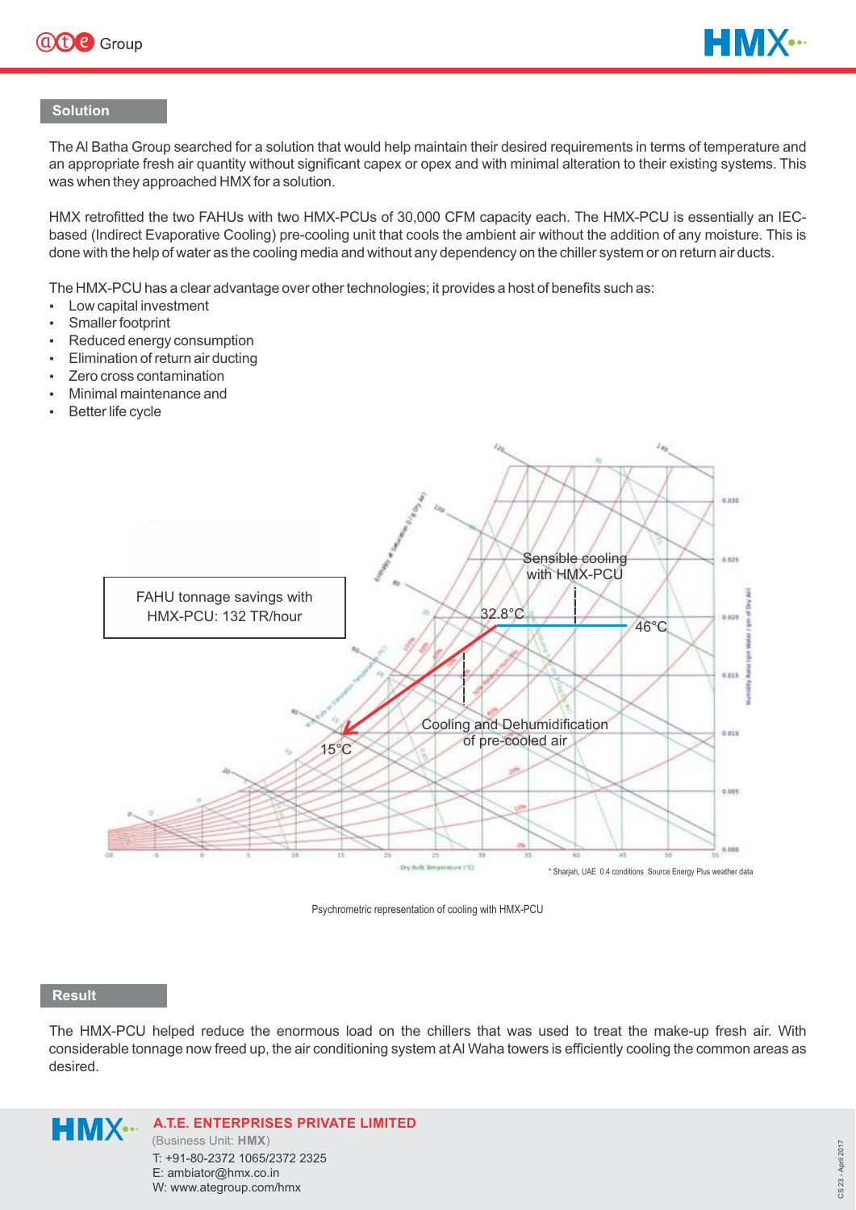## Solution

The Al Batha Group searched for a solution that would help maintain their desired requirements in terms of temperature and an appropriate fresh air quantity without significant capex or opex and with minimal alteration to their existing systems. This was when they approached HMX for a solution.

HMX retrofitted the two FAHUs with two HMX-PCUs of 30,000 CFM capacity each. The HMX-PCU is essentially an IEC-based (Indirect Evaporative Cooling) pre-cooling unit that cools the ambient air without the addition of any moisture. This is done with the help of water as the cooling media and without any dependency on the chiller system or on return air ducts.

The HMX-PCU has a clear advantage over other technologies; it provides a host of benefits such as:

- Low capital investment
- Smaller footprint
- Reduced energy consumption
- Elimination of return air ducting
- Zero cross contamination
- Minimal maintenance and
- Better life cycle

FAHU tonnage savings with HMX-PCU: 132 TR/hour

Sensible cooling with HMX-PCU

32.8°C

46°C

Cooling and Dehumidification of pre-cooled air

15°C

\* Sharjah, UAE 0.4 conditions Source Energy Plus weather data

Psychrometric representation of cooling with HMX-PCU

## Result

The HMX-PCU helped reduce the enormous load on the chillers that was used to treat the make-up fresh air. With considerable tonnage now freed up, the air conditioning system at Al Waha towers is efficiently cooling the common areas as desired.

**A.T.E. ENTERPRISES PRIVATE LIMITED**
(Business Unit: **HMX**)
T: +91-80-2372 1065/2372 2325
E: ambiator@hmx.co.in
W: www.ategroup.com/hmx

CS 23 - April 2017